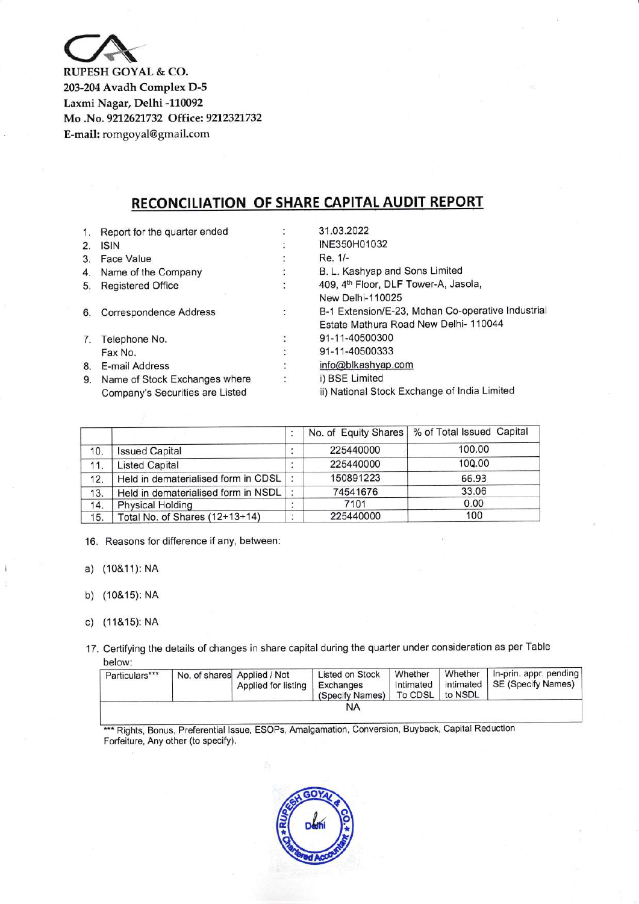RUPESH GOYAL & CO.
203-204 Avadh Complex D-5
Laxmi Nagar, Delhi -110092
Mo .No. 9212621732 Office: 9212321732
E-mail: romgoyal@gmail.com

# RECONCILIATION OF SHARE CAPITAL AUDIT REPORT

| | | | |
|---|---|---|---|
| 1. | Report for the quarter ended | : | 31.03.2022 |
| 2. | ISIN | : | INE350H01032 |
| 3. | Face Value | : | Re. 1/- |
| 4. | Name of the Company | : | B. L. Kashyap and Sons Limited |
| 5. | Registered Office | : | 409, 4th Floor, DLF Tower-A, Jasola, New Delhi-110025 |
| 6. | Correspondence Address | : | B-1 Extension/E-23, Mohan Co-operative Industrial Estate Mathura Road New Delhi- 110044 |
| 7. | Telephone No. | : | 91-11-40500300 |
| | Fax No. | : | 91-11-40500333 |
| 8. | E-mail Address | : | info@blkashyap.com |
| 9. | Name of Stock Exchanges where Company's Securities are Listed | : | i) BSE Limited<br>ii) National Stock Exchange of India Limited |

| | | : | No. of Equity Shares | % of Total Issued Capital |
|---|---|---|---|---|
| 10. | Issued Capital | : | 225440000 | 100.00 |
| 11. | Listed Capital | : | 225440000 | 100.00 |
| 12. | Held in dematerialised form in CDSL | : | 150891223 | 66.93 |
| 13. | Held in dematerialised form in NSDL | : | 74541676 | 33.06 |
| 14. | Physical Holding | : | 7101 | 0.00 |
| 15. | Total No. of Shares (12+13+14) | : | 225440000 | 100 |

16. Reasons for difference if any, between:

a) (10&11): NA

b) (10&15): NA

c) (11&15): NA

17. Certifying the details of changes in share capital during the quarter under consideration as per Table below:

| Particulars*** | No. of shares | Applied / Not Applied for listing | Listed on Stock Exchanges (Specify Names) | Whether Intimated To CDSL | Whether intimated to NSDL | In-prin. appr. pending SE (Specify Names) |
|---|---|---|---|---|---|---|
| NA | | | | | | |

*** Rights, Bonus, Preferential Issue, ESOPs, Amalgamation, Conversion, Buyback, Capital Reduction Forfeiture, Any other (to specify).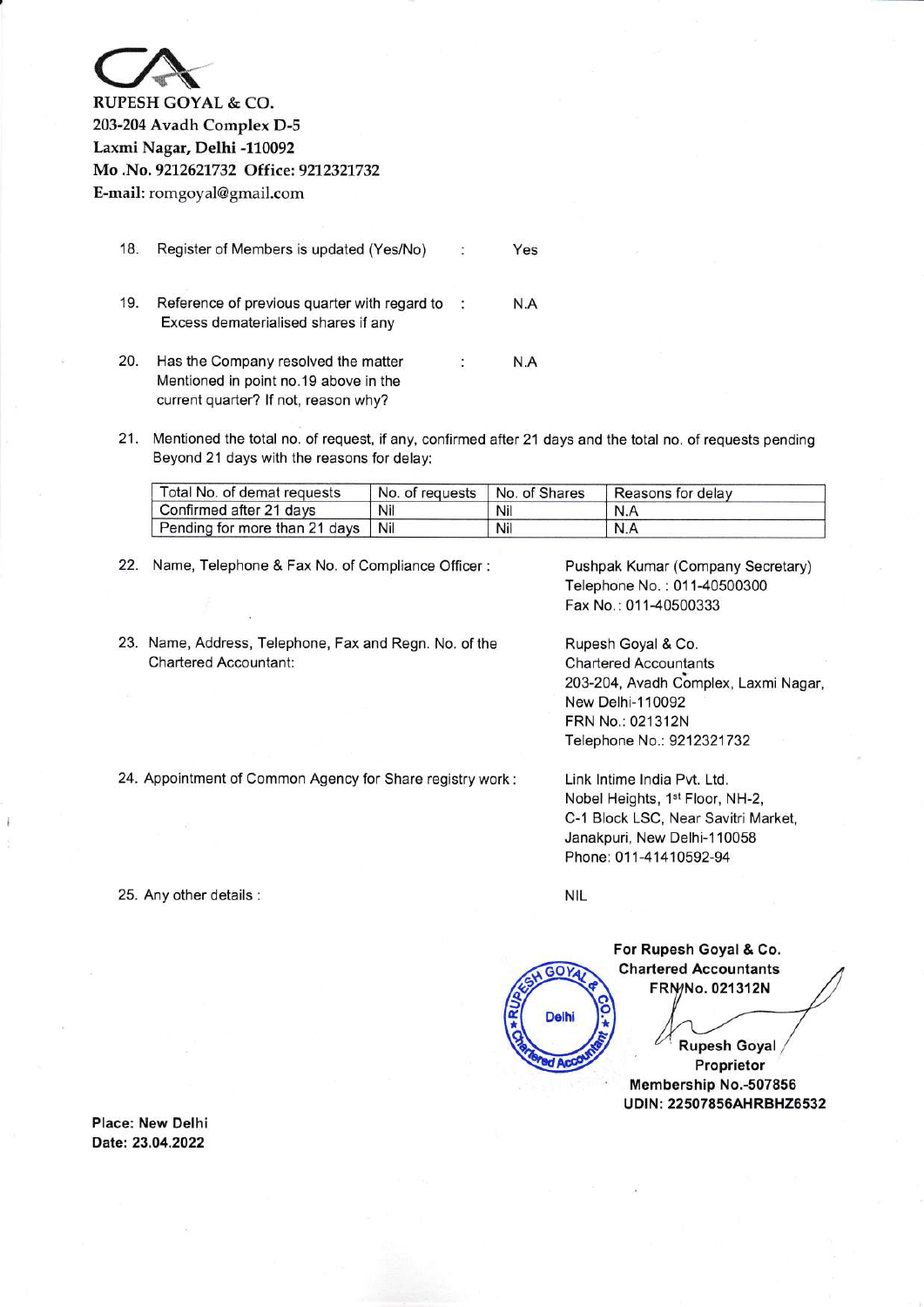RUPESH GOYAL & CO.
203-204 Avadh Complex D-5
Laxmi Nagar, Delhi -110092
Mo .No. 9212621732 Office: 9212321732
E-mail: romgoyal@gmail.com

18. Register of Members is updated (Yes/No) : Yes

19. Reference of previous quarter with regard to Excess dematerialised shares if any : N.A

20. Has the Company resolved the matter Mentioned in point no.19 above in the current quarter? If not, reason why? : N.A

21. Mentioned the total no. of request, if any, confirmed after 21 days and the total no. of requests pending Beyond 21 days with the reasons for delay:

| Total No. of demat requests | No. of requests | No. of Shares | Reasons for delay |
|---|---|---|---|
| Confirmed after 21 days | Nil | Nil | N.A |
| Pending for more than 21 days | Nil | Nil | N.A |

22. Name, Telephone & Fax No. of Compliance Officer :
Pushpak Kumar (Company Secretary)
Telephone No. : 011-40500300
Fax No.: 011-40500333

23. Name, Address, Telephone, Fax and Regn. No. of the Chartered Accountant:
Rupesh Goyal & Co.
Chartered Accountants
203-204, Avadh Complex, Laxmi Nagar,
New Delhi-110092
FRN No.: 021312N
Telephone No.: 9212321732

24. Appointment of Common Agency for Share registry work :
Link Intime India Pvt. Ltd.
Nobel Heights, 1st Floor, NH-2,
C-1 Block LSC, Near Savitri Market,
Janakpuri, New Delhi-110058
Phone: 011-41410592-94

25. Any other details : NIL

For Rupesh Goyal & Co.
Chartered Accountants
FRN No. 021312N

Rupesh Goyal
Proprietor
Membership No.-507856
UDIN: 22507856AHRBHZ6532

Place: New Delhi
Date: 23.04.2022